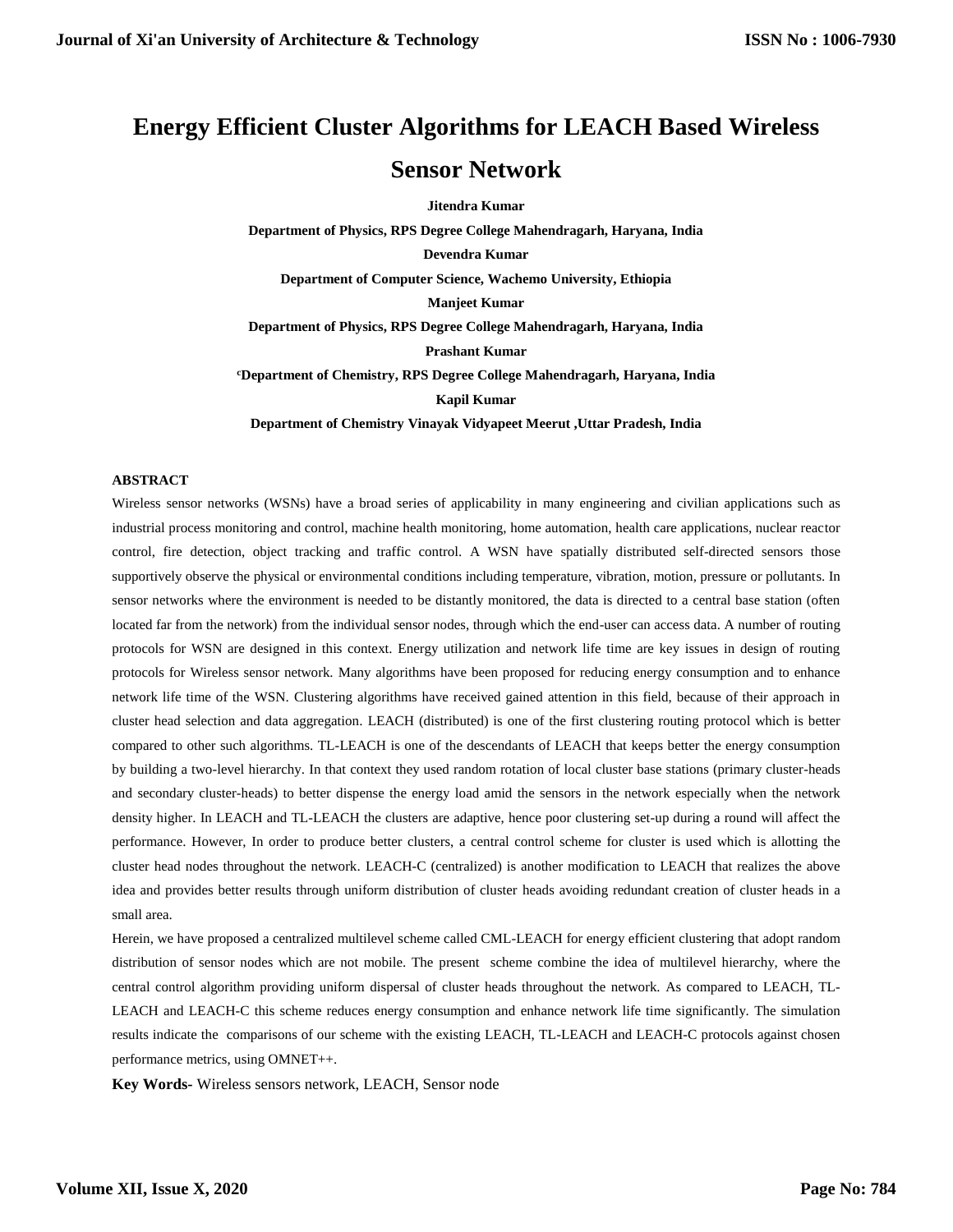# Energy Efficient Cluster Algorithms for LEACH Based Wireless Sensor Network

**Jitendra Kumar**

**Department of Physics, RPS Degree College Mahendragarh, Haryana, India**

**Devendra Kumar**

**Department of Computer Science, Wachemo University, Ethiopia**

**Manjeet Kumar**

**Department of Physics, RPS Degree College Mahendragarh, Haryana, India**

**Prashant Kumar**

**[c]Department of Chemistry, RPS Degree College Mahendragarh, Haryana, India**

**Kapil Kumar**

**Department of Chemistry Vinayak Vidyapeet Meerut ,Uttar Pradesh, India**

## ABSTRACT

Wireless sensor networks (WSNs) have a broad series of applicability in many engineering and civilian applications such as industrial process monitoring and control, machine health monitoring, home automation, health care applications, nuclear reactor control, fire detection, object tracking and traffic control. A WSN have spatially distributed self-directed sensors those supportively observe the physical or environmental conditions including temperature, vibration, motion, pressure or pollutants. In sensor networks where the environment is needed to be distantly monitored, the data is directed to a central base station (often located far from the network) from the individual sensor nodes, through which the end-user can access data. A number of routing protocols for WSN are designed in this context. Energy utilization and network life time are key issues in design of routing protocols for Wireless sensor network. Many algorithms have been proposed for reducing energy consumption and to enhance network life time of the WSN. Clustering algorithms have received gained attention in this field, because of their approach in cluster head selection and data aggregation. LEACH (distributed) is one of the first clustering routing protocol which is better compared to other such algorithms. TL-LEACH is one of the descendants of LEACH that keeps better the energy consumption by building a two-level hierarchy. In that context they used random rotation of local cluster base stations (primary cluster-heads and secondary cluster-heads) to better dispense the energy load amid the sensors in the network especially when the network density higher. In LEACH and TL-LEACH the clusters are adaptive, hence poor clustering set-up during a round will affect the performance. However, In order to produce better clusters, a central control scheme for cluster is used which is allotting the cluster head nodes throughout the network. LEACH-C (centralized) is another modification to LEACH that realizes the above idea and provides better results through uniform distribution of cluster heads avoiding redundant creation of cluster heads in a small area.

Herein, we have proposed a centralized multilevel scheme called CML-LEACH for energy efficient clustering that adopt random distribution of sensor nodes which are not mobile. The present scheme combine the idea of multilevel hierarchy, where the central control algorithm providing uniform dispersal of cluster heads throughout the network. As compared to LEACH, TL-LEACH and LEACH-C this scheme reduces energy consumption and enhance network life time significantly. The simulation results indicate the comparisons of our scheme with the existing LEACH, TL-LEACH and LEACH-C protocols against chosen performance metrics, using OMNET++.

**Key Words-** Wireless sensors network, LEACH, Sensor node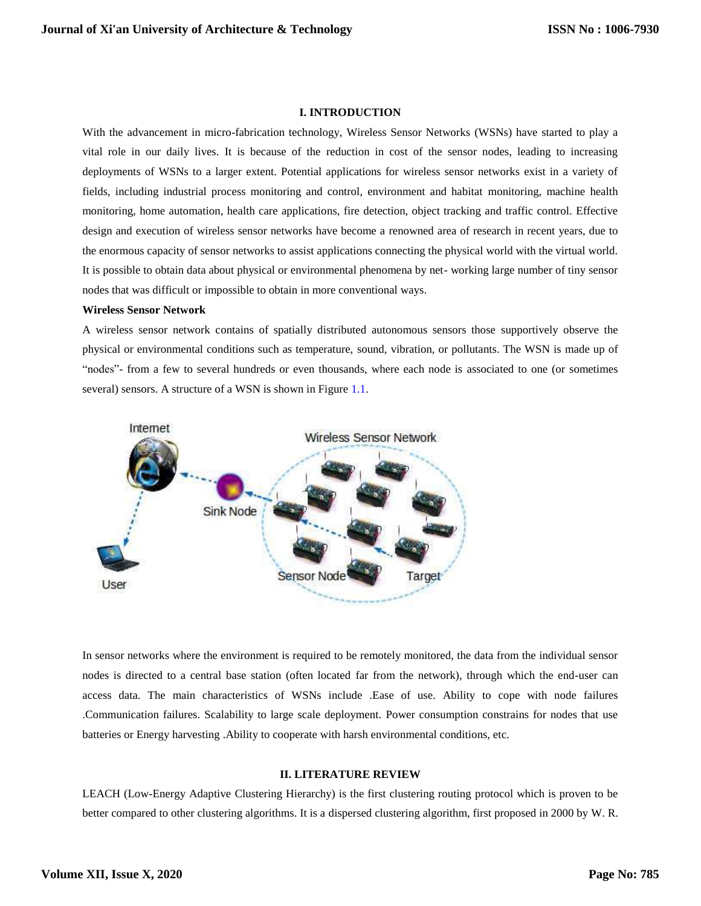## I. INTRODUCTION

With the advancement in micro-fabrication technology, Wireless Sensor Networks (WSNs) have started to play a vital role in our daily lives. It is because of the reduction in cost of the sensor nodes, leading to increasing deployments of WSNs to a larger extent. Potential applications for wireless sensor networks exist in a variety of fields, including industrial process monitoring and control, environment and habitat monitoring, machine health monitoring, home automation, health care applications, fire detection, object tracking and traffic control. Effective design and execution of wireless sensor networks have become a renowned area of research in recent years, due to the enormous capacity of sensor networks to assist applications connecting the physical world with the virtual world. It is possible to obtain data about physical or environmental phenomena by net- working large number of tiny sensor nodes that was difficult or impossible to obtain in more conventional ways.

**Wireless Sensor Network**

A wireless sensor network contains of spatially distributed autonomous sensors those supportively observe the physical or environmental conditions such as temperature, sound, vibration, or pollutants. The WSN is made up of "nodes"- from a few to several hundreds or even thousands, where each node is associated to one (or sometimes several) sensors. A structure of a WSN is shown in Figure 1.1.

In sensor networks where the environment is required to be remotely monitored, the data from the individual sensor nodes is directed to a central base station (often located far from the network), through which the end-user can access data. The main characteristics of WSNs include .Ease of use. Ability to cope with node failures .Communication failures. Scalability to large scale deployment. Power consumption constrains for nodes that use batteries or Energy harvesting .Ability to cooperate with harsh environmental conditions, etc.

## II. LITERATURE REVIEW

LEACH (Low-Energy Adaptive Clustering Hierarchy) is the first clustering routing protocol which is proven to be better compared to other clustering algorithms. It is a dispersed clustering algorithm, first proposed in 2000 by W. R.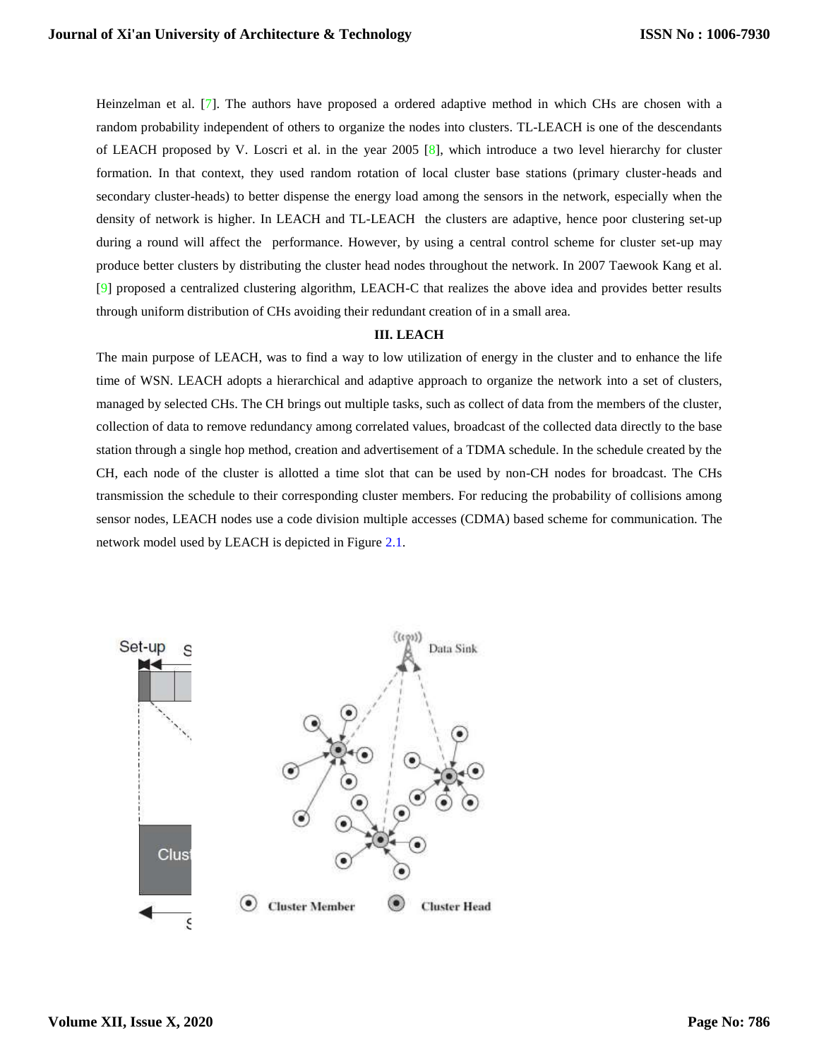Heinzelman et al. [7]. The authors have proposed a ordered adaptive method in which CHs are chosen with a random probability independent of others to organize the nodes into clusters. TL-LEACH is one of the descendants of LEACH proposed by V. Loscri et al. in the year 2005 [8], which introduce a two level hierarchy for cluster formation. In that context, they used random rotation of local cluster base stations (primary cluster-heads and secondary cluster-heads) to better dispense the energy load among the sensors in the network, especially when the density of network is higher. In LEACH and TL-LEACH the clusters are adaptive, hence poor clustering set-up during a round will affect the performance. However, by using a central control scheme for cluster set-up may produce better clusters by distributing the cluster head nodes throughout the network. In 2007 Taewook Kang et al. [9] proposed a centralized clustering algorithm, LEACH-C that realizes the above idea and provides better results through uniform distribution of CHs avoiding their redundant creation of in a small area.

## III. LEACH

The main purpose of LEACH, was to find a way to low utilization of energy in the cluster and to enhance the life time of WSN. LEACH adopts a hierarchical and adaptive approach to organize the network into a set of clusters, managed by selected CHs. The CH brings out multiple tasks, such as collect of data from the members of the cluster, collection of data to remove redundancy among correlated values, broadcast of the collected data directly to the base station through a single hop method, creation and advertisement of a TDMA schedule. In the schedule created by the CH, each node of the cluster is allotted a time slot that can be used by non-CH nodes for broadcast. The CHs transmission the schedule to their corresponding cluster members. For reducing the probability of collisions among sensor nodes, LEACH nodes use a code division multiple accesses (CDMA) based scheme for communication. The network model used by LEACH is depicted in Figure 2.1.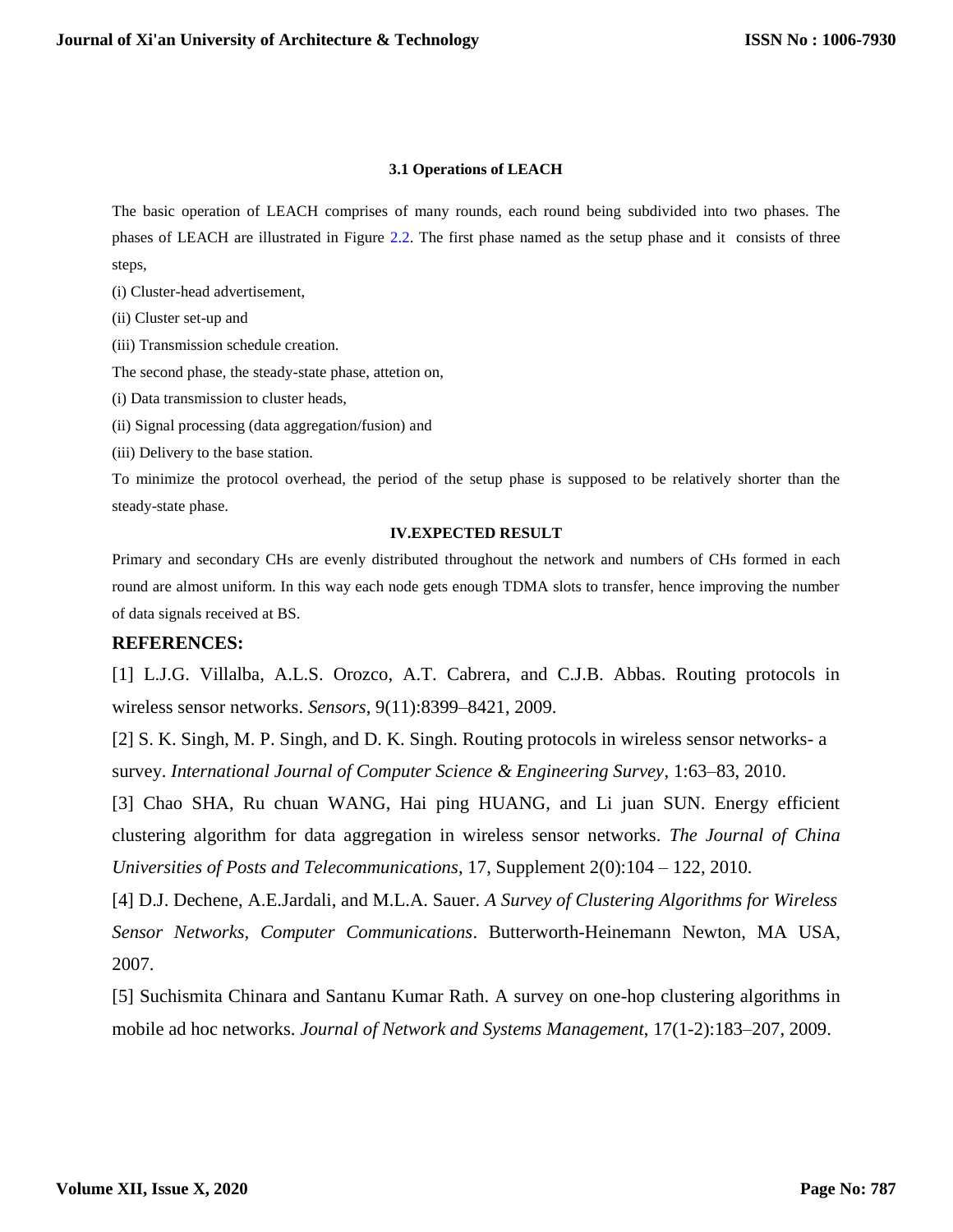### 3.1 Operations of LEACH

The basic operation of LEACH comprises of many rounds, each round being subdivided into two phases. The phases of LEACH are illustrated in Figure 2.2. The first phase named as the setup phase and it consists of three steps,

(i) Cluster-head advertisement,

(ii) Cluster set-up and

(iii) Transmission schedule creation.

The second phase, the steady-state phase, attetion on,

(i) Data transmission to cluster heads,

(ii) Signal processing (data aggregation/fusion) and

(iii) Delivery to the base station.

To minimize the protocol overhead, the period of the setup phase is supposed to be relatively shorter than the steady-state phase.

## IV.EXPECTED RESULT

Primary and secondary CHs are evenly distributed throughout the network and numbers of CHs formed in each round are almost uniform. In this way each node gets enough TDMA slots to transfer, hence improving the number of data signals received at BS.

## REFERENCES:

[1] L.J.G. Villalba, A.L.S. Orozco, A.T. Cabrera, and C.J.B. Abbas. Routing protocols in wireless sensor networks. *Sensors*, 9(11):8399–8421, 2009.

[2] S. K. Singh, M. P. Singh, and D. K. Singh. Routing protocols in wireless sensor networks- a survey. *International Journal of Computer Science & Engineering Survey*, 1:63–83, 2010.

[3] Chao SHA, Ru chuan WANG, Hai ping HUANG, and Li juan SUN. Energy efficient clustering algorithm for data aggregation in wireless sensor networks. *The Journal of China Universities of Posts and Telecommunications*, 17, Supplement 2(0):104 – 122, 2010.

[4] D.J. Dechene, A.E.Jardali, and M.L.A. Sauer. *A Survey of Clustering Algorithms for Wireless Sensor Networks, Computer Communications*. Butterworth-Heinemann Newton, MA USA, 2007.

[5] Suchismita Chinara and Santanu Kumar Rath. A survey on one-hop clustering algorithms in mobile ad hoc networks. *Journal of Network and Systems Management*, 17(1-2):183–207, 2009.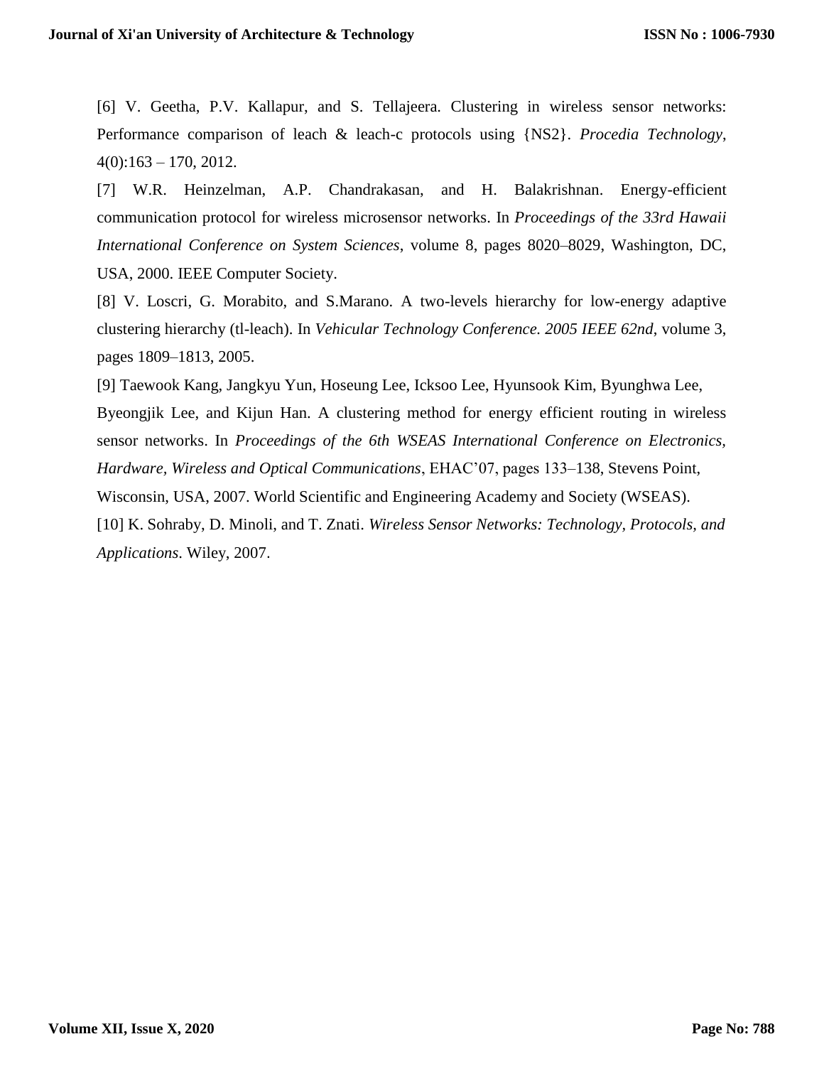[6] V. Geetha, P.V. Kallapur, and S. Tellajeera. Clustering in wireless sensor networks: Performance comparison of leach & leach-c protocols using {NS2}. *Procedia Technology*, 4(0):163 – 170, 2012.

[7] W.R. Heinzelman, A.P. Chandrakasan, and H. Balakrishnan. Energy-efficient communication protocol for wireless microsensor networks. In *Proceedings of the 33rd Hawaii International Conference on System Sciences*, volume 8, pages 8020–8029, Washington, DC, USA, 2000. IEEE Computer Society.

[8] V. Loscri, G. Morabito, and S.Marano. A two-levels hierarchy for low-energy adaptive clustering hierarchy (tl-leach). In *Vehicular Technology Conference. 2005 IEEE 62nd*, volume 3, pages 1809–1813, 2005.

[9] Taewook Kang, Jangkyu Yun, Hoseung Lee, Icksoo Lee, Hyunsook Kim, Byunghwa Lee, Byeongjik Lee, and Kijun Han. A clustering method for energy efficient routing in wireless sensor networks. In *Proceedings of the 6th WSEAS International Conference on Electronics, Hardware, Wireless and Optical Communications*, EHAC'07, pages 133–138, Stevens Point, Wisconsin, USA, 2007. World Scientific and Engineering Academy and Society (WSEAS).

[10] K. Sohraby, D. Minoli, and T. Znati. *Wireless Sensor Networks: Technology, Protocols, and Applications*. Wiley, 2007.